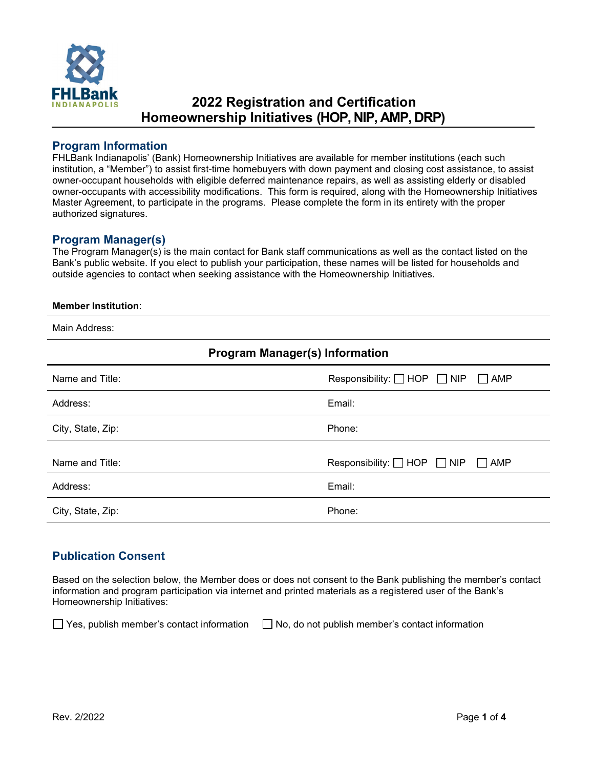FHLBank INDIANAPOLIS

# 2022 Registration and Certification
# Homeownership Initiatives (HOP, NIP, AMP, DRP)

## Program Information

FHLBank Indianapolis' (Bank) Homeownership Initiatives are available for member institutions (each such institution, a "Member") to assist first-time homebuyers with down payment and closing cost assistance, to assist owner-occupant households with eligible deferred maintenance repairs, as well as assisting elderly or disabled owner-occupants with accessibility modifications. This form is required, along with the Homeownership Initiatives Master Agreement, to participate in the programs. Please complete the form in its entirety with the proper authorized signatures.

## Program Manager(s)

The Program Manager(s) is the main contact for Bank staff communications as well as the contact listed on the Bank's public website. If you elect to publish your participation, these names will be listed for households and outside agencies to contact when seeking assistance with the Homeownership Initiatives.

**Member Institution**:

Main Address:

### Program Manager(s) Information

| | |
|---|---|
| Name and Title: | Responsibility: ☐ HOP ☐ NIP ☐ AMP |
| Address: | Email: |
| City, State, Zip: | Phone: |
| Name and Title: | Responsibility: ☐ HOP ☐ NIP ☐ AMP |
| Address: | Email: |
| City, State, Zip: | Phone: |

## Publication Consent

Based on the selection below, the Member does or does not consent to the Bank publishing the member's contact information and program participation via internet and printed materials as a registered user of the Bank's Homeownership Initiatives:

☐ Yes, publish member's contact information ☐ No, do not publish member's contact information

Rev. 2/2022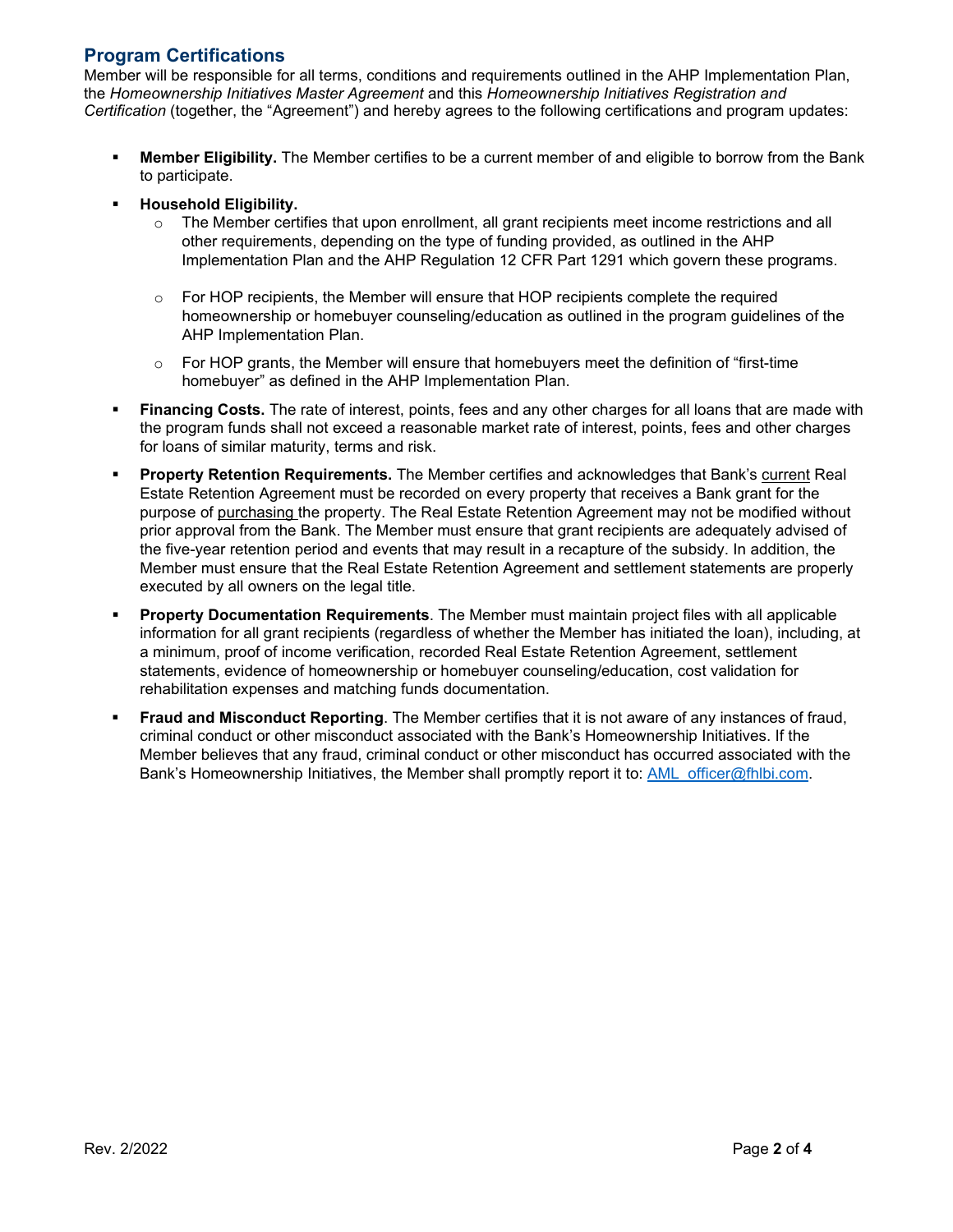## Program Certifications

Member will be responsible for all terms, conditions and requirements outlined in the AHP Implementation Plan, the *Homeownership Initiatives Master Agreement* and this *Homeownership Initiatives Registration and Certification* (together, the "Agreement") and hereby agrees to the following certifications and program updates:

- **Member Eligibility.** The Member certifies to be a current member of and eligible to borrow from the Bank to participate.
- **Household Eligibility.**
  - The Member certifies that upon enrollment, all grant recipients meet income restrictions and all other requirements, depending on the type of funding provided, as outlined in the AHP Implementation Plan and the AHP Regulation 12 CFR Part 1291 which govern these programs.
  - For HOP recipients, the Member will ensure that HOP recipients complete the required homeownership or homebuyer counseling/education as outlined in the program guidelines of the AHP Implementation Plan.
  - For HOP grants, the Member will ensure that homebuyers meet the definition of "first-time homebuyer" as defined in the AHP Implementation Plan.
- **Financing Costs.** The rate of interest, points, fees and any other charges for all loans that are made with the program funds shall not exceed a reasonable market rate of interest, points, fees and other charges for loans of similar maturity, terms and risk.
- **Property Retention Requirements.** The Member certifies and acknowledges that Bank's <u>current</u> Real Estate Retention Agreement must be recorded on every property that receives a Bank grant for the purpose of <u>purchasing</u> the property. The Real Estate Retention Agreement may not be modified without prior approval from the Bank. The Member must ensure that grant recipients are adequately advised of the five-year retention period and events that may result in a recapture of the subsidy. In addition, the Member must ensure that the Real Estate Retention Agreement and settlement statements are properly executed by all owners on the legal title.
- **Property Documentation Requirements**. The Member must maintain project files with all applicable information for all grant recipients (regardless of whether the Member has initiated the loan), including, at a minimum, proof of income verification, recorded Real Estate Retention Agreement, settlement statements, evidence of homeownership or homebuyer counseling/education, cost validation for rehabilitation expenses and matching funds documentation.
- **Fraud and Misconduct Reporting**. The Member certifies that it is not aware of any instances of fraud, criminal conduct or other misconduct associated with the Bank's Homeownership Initiatives. If the Member believes that any fraud, criminal conduct or other misconduct has occurred associated with the Bank's Homeownership Initiatives, the Member shall promptly report it to: AML_officer@fhlbi.com.

Rev. 2/2022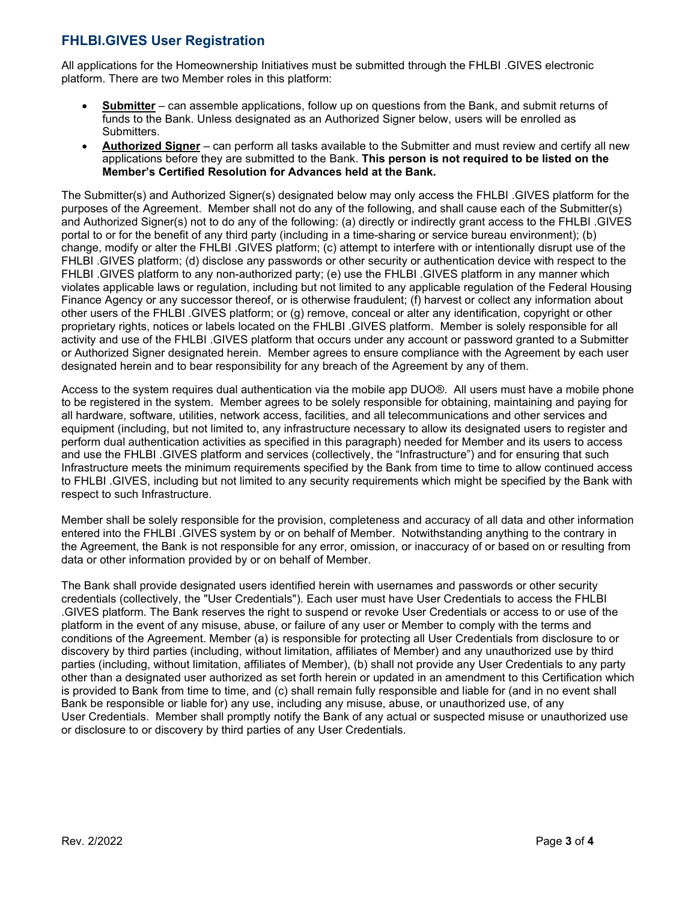## FHLBI.GIVES User Registration

All applications for the Homeownership Initiatives must be submitted through the FHLBI .GIVES electronic platform. There are two Member roles in this platform:

- **Submitter** – can assemble applications, follow up on questions from the Bank, and submit returns of funds to the Bank. Unless designated as an Authorized Signer below, users will be enrolled as Submitters.
- **Authorized Signer** – can perform all tasks available to the Submitter and must review and certify all new applications before they are submitted to the Bank. **This person is not required to be listed on the Member's Certified Resolution for Advances held at the Bank.**

The Submitter(s) and Authorized Signer(s) designated below may only access the FHLBI .GIVES platform for the purposes of the Agreement. Member shall not do any of the following, and shall cause each of the Submitter(s) and Authorized Signer(s) not to do any of the following: (a) directly or indirectly grant access to the FHLBI .GIVES portal to or for the benefit of any third party (including in a time-sharing or service bureau environment); (b) change, modify or alter the FHLBI .GIVES platform; (c) attempt to interfere with or intentionally disrupt use of the FHLBI .GIVES platform; (d) disclose any passwords or other security or authentication device with respect to the FHLBI .GIVES platform to any non-authorized party; (e) use the FHLBI .GIVES platform in any manner which violates applicable laws or regulation, including but not limited to any applicable regulation of the Federal Housing Finance Agency or any successor thereof, or is otherwise fraudulent; (f) harvest or collect any information about other users of the FHLBI .GIVES platform; or (g) remove, conceal or alter any identification, copyright or other proprietary rights, notices or labels located on the FHLBI .GIVES platform. Member is solely responsible for all activity and use of the FHLBI .GIVES platform that occurs under any account or password granted to a Submitter or Authorized Signer designated herein. Member agrees to ensure compliance with the Agreement by each user designated herein and to bear responsibility for any breach of the Agreement by any of them.

Access to the system requires dual authentication via the mobile app DUO®. All users must have a mobile phone to be registered in the system. Member agrees to be solely responsible for obtaining, maintaining and paying for all hardware, software, utilities, network access, facilities, and all telecommunications and other services and equipment (including, but not limited to, any infrastructure necessary to allow its designated users to register and perform dual authentication activities as specified in this paragraph) needed for Member and its users to access and use the FHLBI .GIVES platform and services (collectively, the "Infrastructure") and for ensuring that such Infrastructure meets the minimum requirements specified by the Bank from time to time to allow continued access to FHLBI .GIVES, including but not limited to any security requirements which might be specified by the Bank with respect to such Infrastructure.

Member shall be solely responsible for the provision, completeness and accuracy of all data and other information entered into the FHLBI .GIVES system by or on behalf of Member. Notwithstanding anything to the contrary in the Agreement, the Bank is not responsible for any error, omission, or inaccuracy of or based on or resulting from data or other information provided by or on behalf of Member.

The Bank shall provide designated users identified herein with usernames and passwords or other security credentials (collectively, the "User Credentials"). Each user must have User Credentials to access the FHLBI .GIVES platform. The Bank reserves the right to suspend or revoke User Credentials or access to or use of the platform in the event of any misuse, abuse, or failure of any user or Member to comply with the terms and conditions of the Agreement. Member (a) is responsible for protecting all User Credentials from disclosure to or discovery by third parties (including, without limitation, affiliates of Member) and any unauthorized use by third parties (including, without limitation, affiliates of Member), (b) shall not provide any User Credentials to any party other than a designated user authorized as set forth herein or updated in an amendment to this Certification which is provided to Bank from time to time, and (c) shall remain fully responsible and liable for (and in no event shall Bank be responsible or liable for) any use, including any misuse, abuse, or unauthorized use, of any User Credentials. Member shall promptly notify the Bank of any actual or suspected misuse or unauthorized use or disclosure to or discovery by third parties of any User Credentials.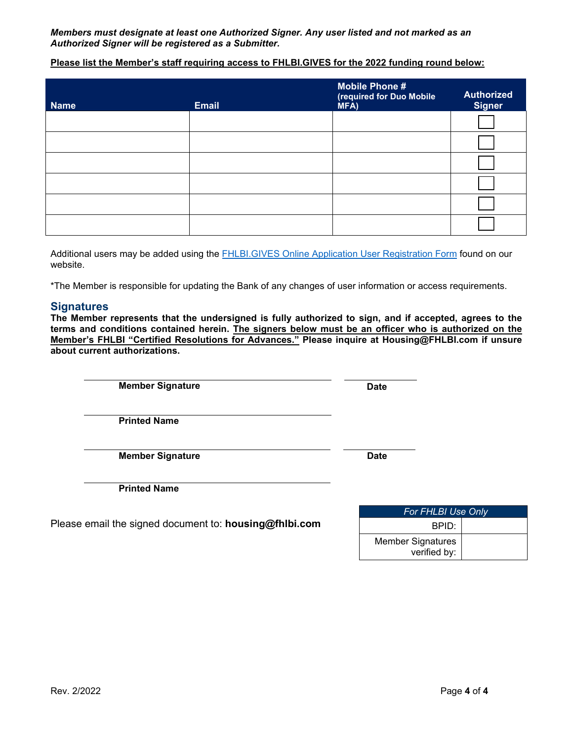***Members must designate at least one Authorized Signer. Any user listed and not marked as an Authorized Signer will be registered as a Submitter.***

**Please list the Member's staff requiring access to FHLBI.GIVES for the 2022 funding round below:**

| Name | Email | Mobile Phone # (required for Duo Mobile MFA) | Authorized Signer |
|---|---|---|---|
| | | | ☐ |
| | | | ☐ |
| | | | ☐ |
| | | | ☐ |
| | | | ☐ |
| | | | ☐ |

Additional users may be added using the FHLBI.GIVES Online Application User Registration Form found on our website.

*The Member is responsible for updating the Bank of any changes of user information or access requirements.

## Signatures

**The Member represents that the undersigned is fully authorized to sign, and if accepted, agrees to the terms and conditions contained herein. The signers below must be an officer who is authorized on the Member's FHLBI "Certified Resolutions for Advances." Please inquire at Housing@FHLBI.com if unsure about current authorizations.**

______________________________ ______________

**Member Signature** **Date**

______________________________

**Printed Name**

______________________________ ______________

**Member Signature** **Date**

______________________________

**Printed Name**

Please email the signed document to: **housing@fhlbi.com**

| *For FHLBI Use Only* | |
|---|---|
| BPID: | |
| Member Signatures verified by: | |

Rev. 2/2022